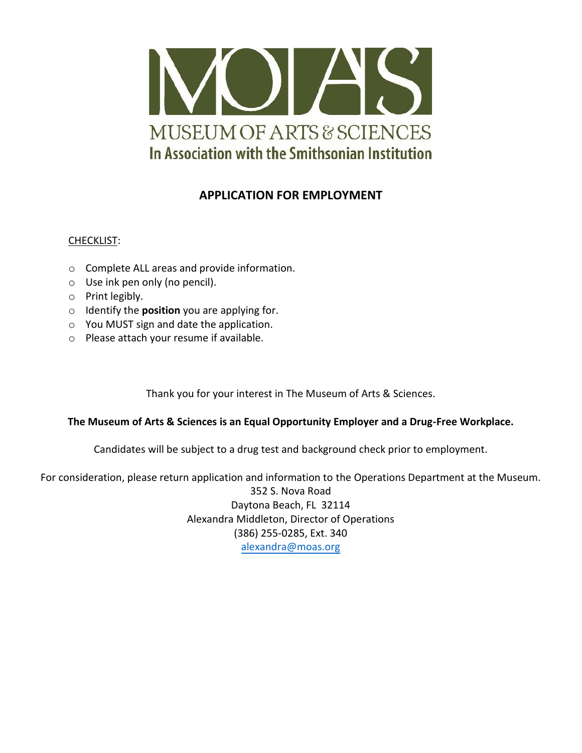MOAS

MUSEUM OF ARTS & SCIENCES

In Association with the Smithsonian Institution

# APPLICATION FOR EMPLOYMENT

CHECKLIST:

- Complete ALL areas and provide information.
- Use ink pen only (no pencil).
- Print legibly.
- Identify the **position** you are applying for.
- You MUST sign and date the application.
- Please attach your resume if available.

Thank you for your interest in The Museum of Arts & Sciences.

**The Museum of Arts & Sciences is an Equal Opportunity Employer and a Drug-Free Workplace.**

Candidates will be subject to a drug test and background check prior to employment.

For consideration, please return application and information to the Operations Department at the Museum.
352 S. Nova Road
Daytona Beach, FL 32114
Alexandra Middleton, Director of Operations
(386) 255-0285, Ext. 340
alexandra@moas.org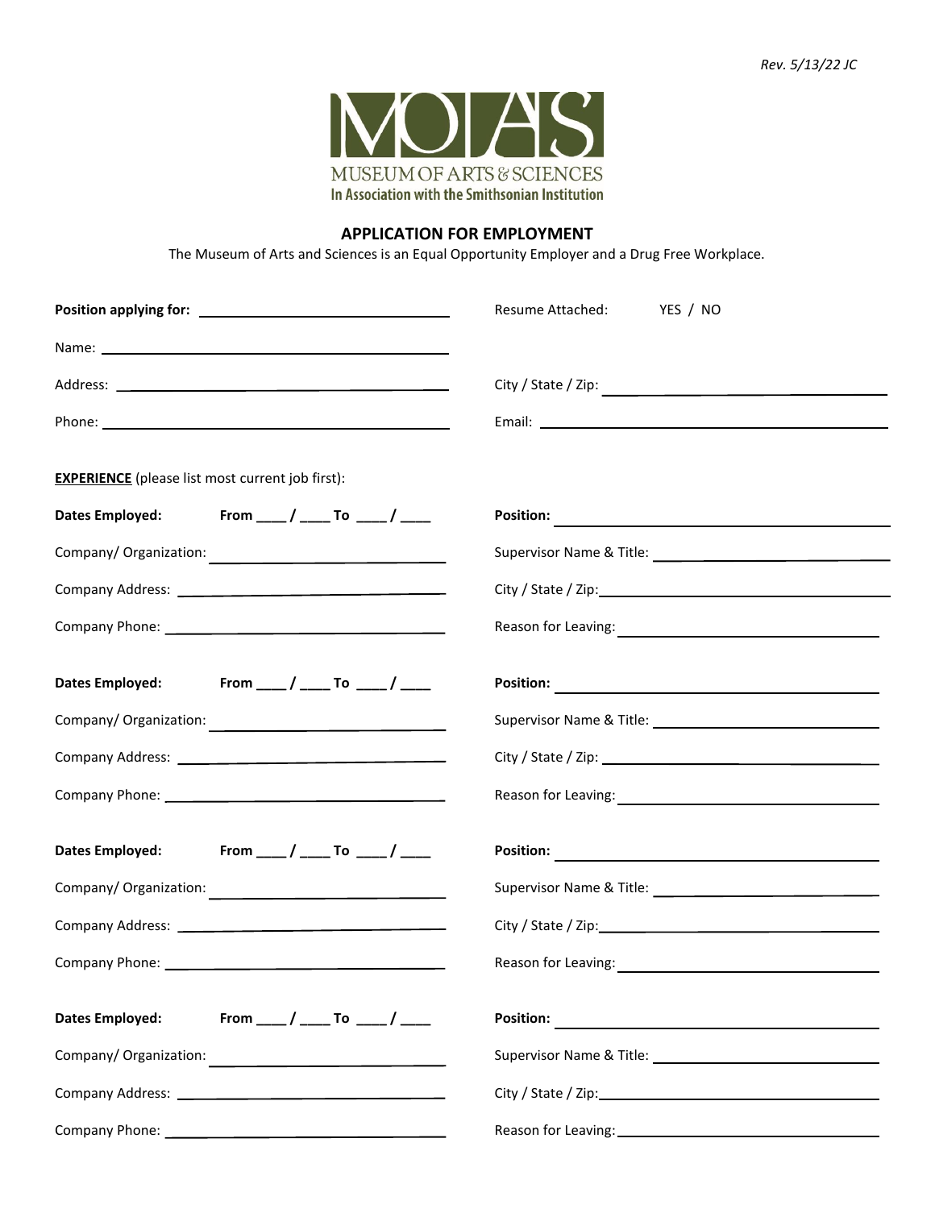*Rev. 5/13/22 JC*

MOAS
MUSEUM OF ARTS & SCIENCES
In Association with the Smithsonian Institution

## APPLICATION FOR EMPLOYMENT

The Museum of Arts and Sciences is an Equal Opportunity Employer and a Drug Free Workplace.

**Position applying for:** ______________________________ Resume Attached: YES / NO

Name: ______________________________

Address: ______________________________ City / State / Zip: ______________________________

Phone: ______________________________ Email: ______________________________

**EXPERIENCE** (please list most current job first):

**Dates Employed:** **From ____ / ____ To ____ / ____** **Position:** ______________________________

Company/ Organization: ______________________________ Supervisor Name & Title: ______________________________

Company Address: ______________________________ City / State / Zip: ______________________________

Company Phone: ______________________________ Reason for Leaving: ______________________________

**Dates Employed:** **From ____ / ____ To ____ / ____** **Position:** ______________________________

Company/ Organization: ______________________________ Supervisor Name & Title: ______________________________

Company Address: ______________________________ City / State / Zip: ______________________________

Company Phone: ______________________________ Reason for Leaving: ______________________________

**Dates Employed:** **From ____ / ____ To ____ / ____** **Position:** ______________________________

Company/ Organization: ______________________________ Supervisor Name & Title: ______________________________

Company Address: ______________________________ City / State / Zip: ______________________________

Company Phone: ______________________________ Reason for Leaving: ______________________________

**Dates Employed:** **From ____ / ____ To ____ / ____** **Position:** ______________________________

Company/ Organization: ______________________________ Supervisor Name & Title: ______________________________

Company Address: ______________________________ City / State / Zip: ______________________________

Company Phone: ______________________________ Reason for Leaving: ______________________________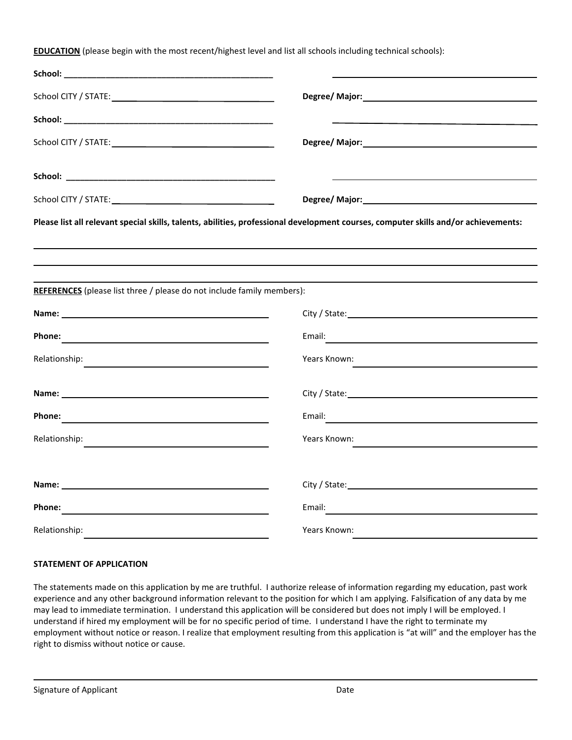**EDUCATION** (please begin with the most recent/highest level and list all schools including technical schools):

**School:** ______________________________________________ ______________________________________________

School CITY / STATE: ______________________________ **Degree/ Major:** ______________________________

**School:** ______________________________________________ ______________________________________________

School CITY / STATE: ______________________________ **Degree/ Major:** ______________________________

**School:** ______________________________________________ ______________________________________________

School CITY / STATE: ______________________________ **Degree/ Major:** ______________________________

**Please list all relevant special skills, talents, abilities, professional development courses, computer skills and/or achievements:**

______________________________________________________________________________________________

______________________________________________________________________________________________

______________________________________________________________________________________________

**REFERENCES** (please list three / please do not include family members):

**Name:** ______________________________ City / State: ______________________________

**Phone:** ______________________________ Email: ______________________________

Relationship: ______________________________ Years Known: ______________________________

**Name:** ______________________________ City / State: ______________________________

**Phone:** ______________________________ Email: ______________________________

Relationship: ______________________________ Years Known: ______________________________

**Name:** ______________________________ City / State: ______________________________

**Phone:** ______________________________ Email: ______________________________

Relationship: ______________________________ Years Known: ______________________________

**STATEMENT OF APPLICATION**

The statements made on this application by me are truthful. I authorize release of information regarding my education, past work experience and any other background information relevant to the position for which I am applying. Falsification of any data by me may lead to immediate termination. I understand this application will be considered but does not imply I will be employed. I understand if hired my employment will be for no specific period of time. I understand I have the right to terminate my employment without notice or reason. I realize that employment resulting from this application is "at will" and the employer has the right to dismiss without notice or cause.

______________________________________________________________________________________________

Signature of Applicant Date